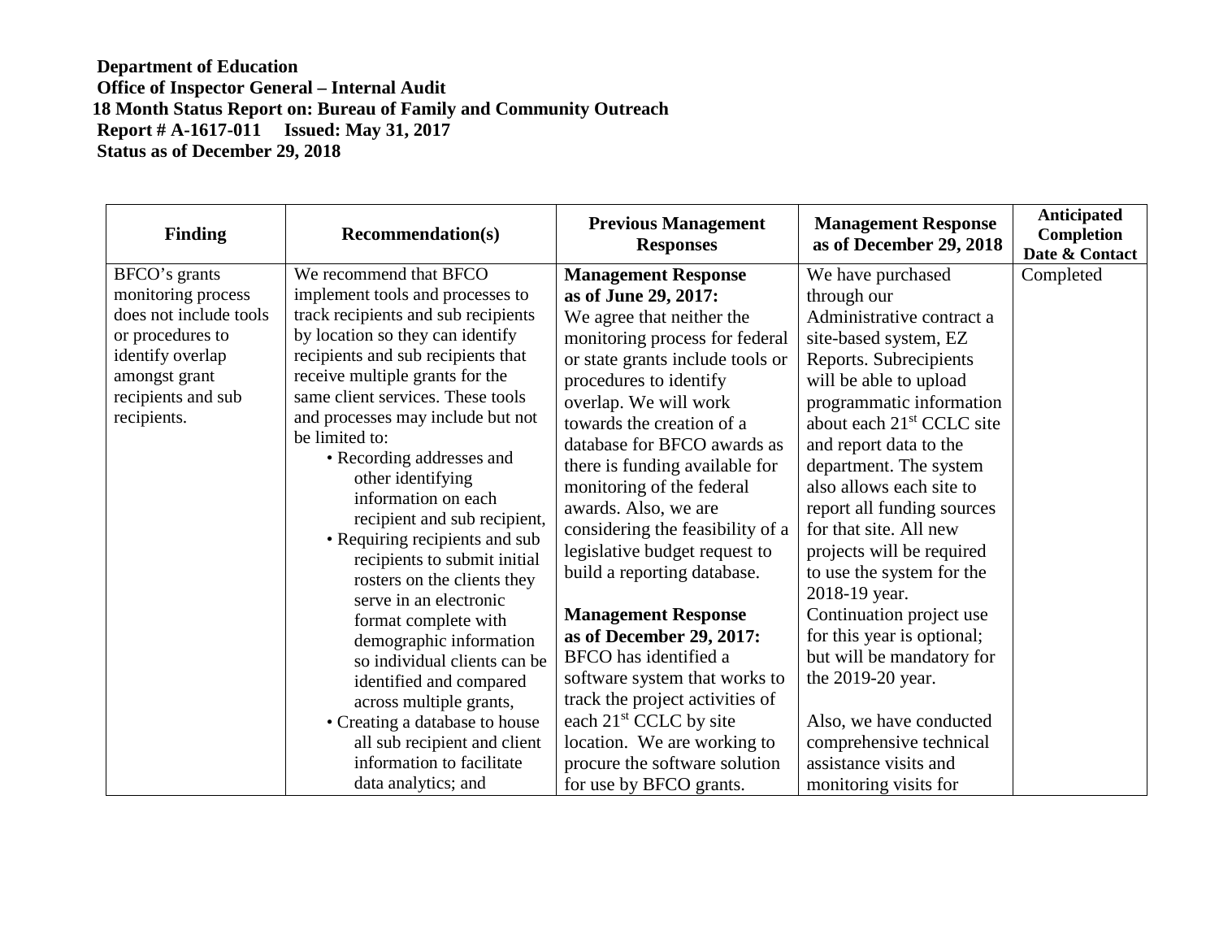**Department of Education**
**Office of Inspector General – Internal Audit**
**18 Month Status Report on: Bureau of Family and Community Outreach**
**Report # A-1617-011 Issued: May 31, 2017**
**Status as of December 29, 2018**

| Finding | Recommendation(s) | Previous Management Responses | Management Response as of December 29, 2018 | Anticipated Completion Date & Contact |
|---|---|---|---|---|
| BFCO's grants monitoring process does not include tools or procedures to identify overlap amongst grant recipients and sub recipients. | We recommend that BFCO implement tools and processes to track recipients and sub recipients by location so they can identify recipients and sub recipients that receive multiple grants for the same client services. These tools and processes may include but not be limited to:<br>• Recording addresses and other identifying information on each recipient and sub recipient,<br>• Requiring recipients and sub recipients to submit initial rosters on the clients they serve in an electronic format complete with demographic information so individual clients can be identified and compared across multiple grants,<br>• Creating a database to house all sub recipient and client information to facilitate data analytics; and | **Management Response as of June 29, 2017:**<br>We agree that neither the monitoring process for federal or state grants include tools or procedures to identify overlap. We will work towards the creation of a database for BFCO awards as there is funding available for monitoring of the federal awards. Also, we are considering the feasibility of a legislative budget request to build a reporting database.<br><br>**Management Response as of December 29, 2017:**<br>BFCO has identified a software system that works to track the project activities of each 21st CCLC by site location. We are working to procure the software solution for use by BFCO grants. | We have purchased through our Administrative contract a site-based system, EZ Reports. Subrecipients will be able to upload programmatic information about each 21st CCLC site and report data to the department. The system also allows each site to report all funding sources for that site. All new projects will be required to use the system for the 2018-19 year. Continuation project use for this year is optional; but will be mandatory for the 2019-20 year.<br><br>Also, we have conducted comprehensive technical assistance visits and monitoring visits for | Completed |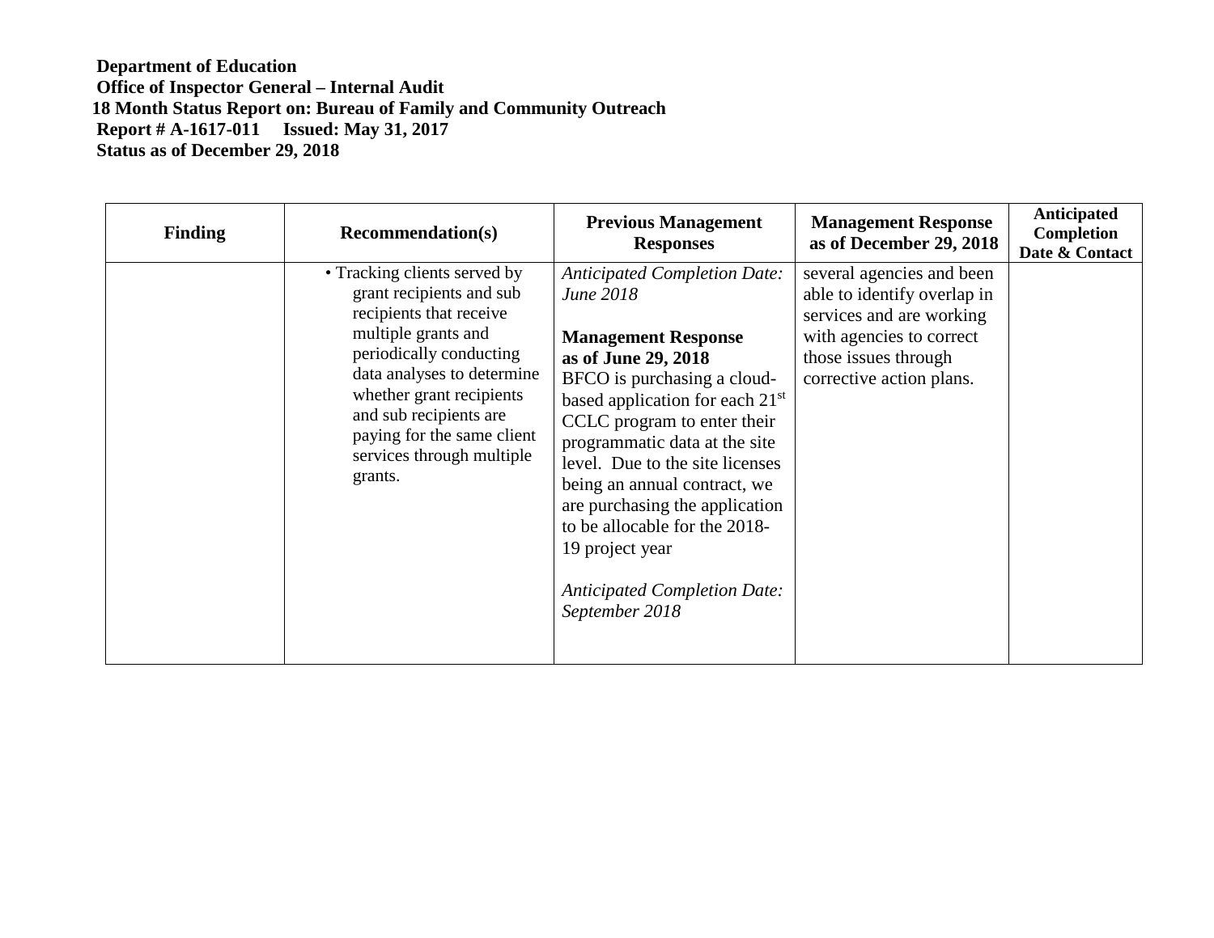**Department of Education**
**Office of Inspector General – Internal Audit**
**18 Month Status Report on: Bureau of Family and Community Outreach**
**Report # A-1617-011 Issued: May 31, 2017**
**Status as of December 29, 2018**

| Finding | Recommendation(s) | Previous Management Responses | Management Response as of December 29, 2018 | Anticipated Completion Date & Contact |
|---|---|---|---|---|
| | • Tracking clients served by grant recipients and sub recipients that receive multiple grants and periodically conducting data analyses to determine whether grant recipients and sub recipients are paying for the same client services through multiple grants. | *Anticipated Completion Date: June 2018*<br><br>**Management Response as of June 29, 2018**<br>BFCO is purchasing a cloud-based application for each 21st CCLC program to enter their programmatic data at the site level. Due to the site licenses being an annual contract, we are purchasing the application to be allocable for the 2018-19 project year<br><br>*Anticipated Completion Date: September 2018* | several agencies and been able to identify overlap in services and are working with agencies to correct those issues through corrective action plans. | |